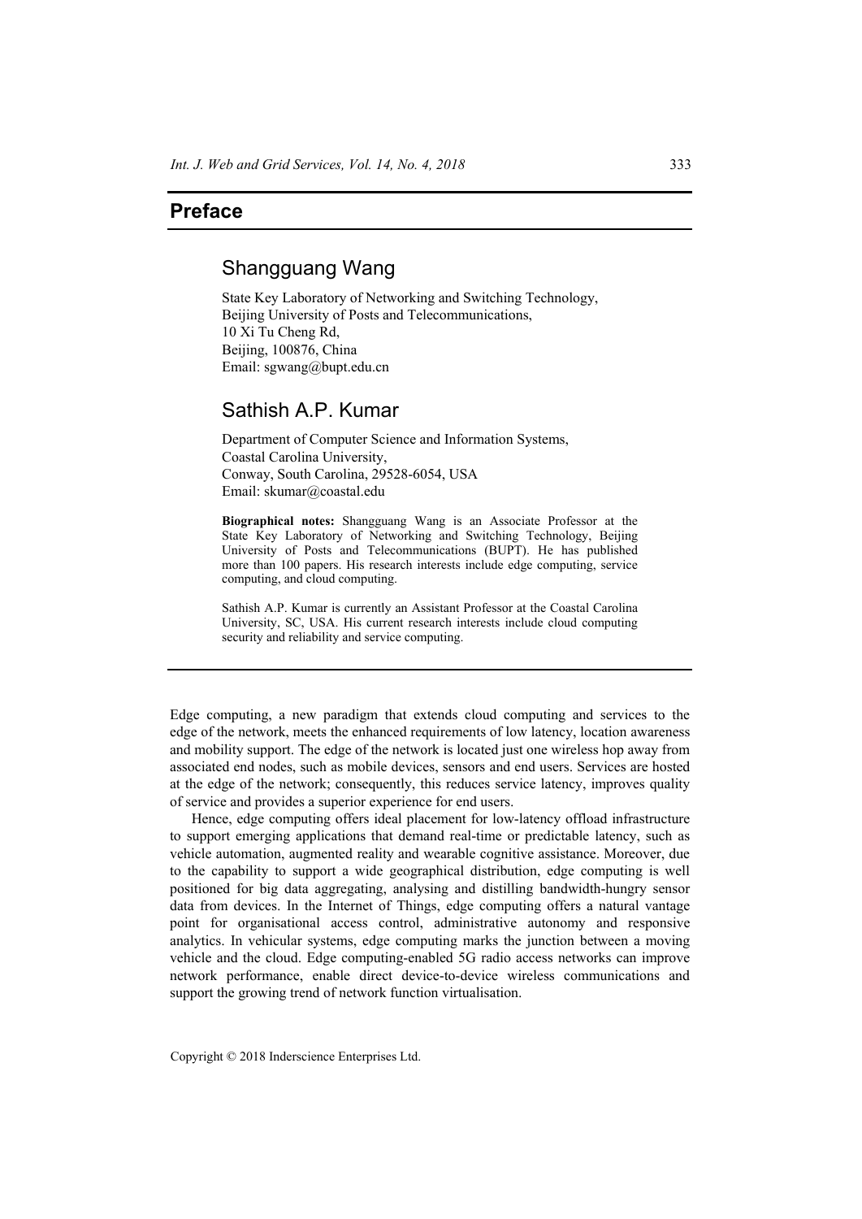# Preface

## Shangguang Wang

State Key Laboratory of Networking and Switching Technology,
Beijing University of Posts and Telecommunications,
10 Xi Tu Cheng Rd,
Beijing, 100876, China
Email: sgwang@bupt.edu.cn

## Sathish A.P. Kumar

Department of Computer Science and Information Systems,
Coastal Carolina University,
Conway, South Carolina, 29528-6054, USA
Email: skumar@coastal.edu

**Biographical notes:** Shangguang Wang is an Associate Professor at the State Key Laboratory of Networking and Switching Technology, Beijing University of Posts and Telecommunications (BUPT). He has published more than 100 papers. His research interests include edge computing, service computing, and cloud computing.

Sathish A.P. Kumar is currently an Assistant Professor at the Coastal Carolina University, SC, USA. His current research interests include cloud computing security and reliability and service computing.

---

Edge computing, a new paradigm that extends cloud computing and services to the edge of the network, meets the enhanced requirements of low latency, location awareness and mobility support. The edge of the network is located just one wireless hop away from associated end nodes, such as mobile devices, sensors and end users. Services are hosted at the edge of the network; consequently, this reduces service latency, improves quality of service and provides a superior experience for end users.

Hence, edge computing offers ideal placement for low-latency offload infrastructure to support emerging applications that demand real-time or predictable latency, such as vehicle automation, augmented reality and wearable cognitive assistance. Moreover, due to the capability to support a wide geographical distribution, edge computing is well positioned for big data aggregating, analysing and distilling bandwidth-hungry sensor data from devices. In the Internet of Things, edge computing offers a natural vantage point for organisational access control, administrative autonomy and responsive analytics. In vehicular systems, edge computing marks the junction between a moving vehicle and the cloud. Edge computing-enabled 5G radio access networks can improve network performance, enable direct device-to-device wireless communications and support the growing trend of network function virtualisation.

Copyright © 2018 Inderscience Enterprises Ltd.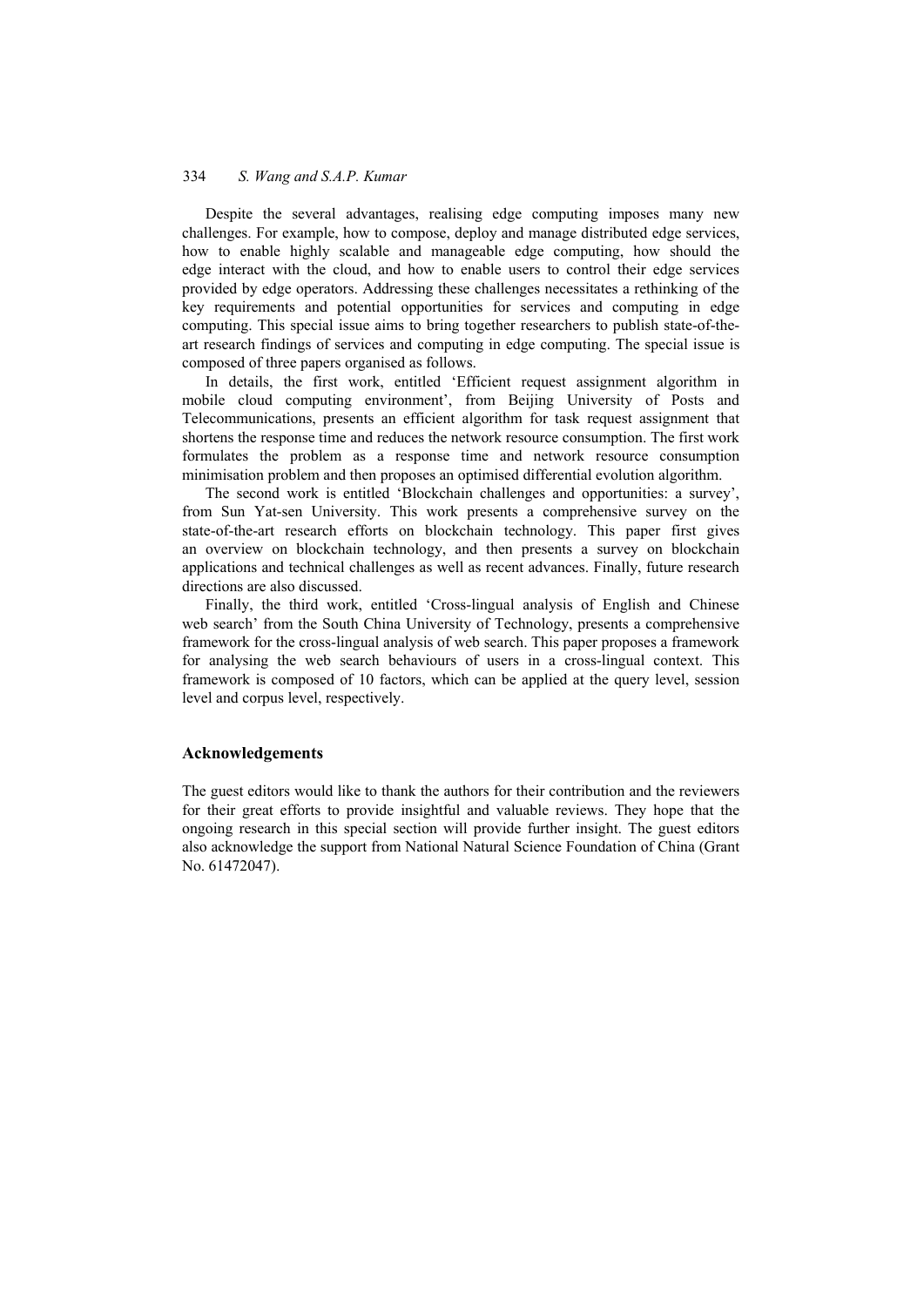Despite the several advantages, realising edge computing imposes many new challenges. For example, how to compose, deploy and manage distributed edge services, how to enable highly scalable and manageable edge computing, how should the edge interact with the cloud, and how to enable users to control their edge services provided by edge operators. Addressing these challenges necessitates a rethinking of the key requirements and potential opportunities for services and computing in edge computing. This special issue aims to bring together researchers to publish state-of-the-art research findings of services and computing in edge computing. The special issue is composed of three papers organised as follows.

In details, the first work, entitled 'Efficient request assignment algorithm in mobile cloud computing environment', from Beijing University of Posts and Telecommunications, presents an efficient algorithm for task request assignment that shortens the response time and reduces the network resource consumption. The first work formulates the problem as a response time and network resource consumption minimisation problem and then proposes an optimised differential evolution algorithm.

The second work is entitled 'Blockchain challenges and opportunities: a survey', from Sun Yat-sen University. This work presents a comprehensive survey on the state-of-the-art research efforts on blockchain technology. This paper first gives an overview on blockchain technology, and then presents a survey on blockchain applications and technical challenges as well as recent advances. Finally, future research directions are also discussed.

Finally, the third work, entitled 'Cross-lingual analysis of English and Chinese web search' from the South China University of Technology, presents a comprehensive framework for the cross-lingual analysis of web search. This paper proposes a framework for analysing the web search behaviours of users in a cross-lingual context. This framework is composed of 10 factors, which can be applied at the query level, session level and corpus level, respectively.

## Acknowledgements

The guest editors would like to thank the authors for their contribution and the reviewers for their great efforts to provide insightful and valuable reviews. They hope that the ongoing research in this special section will provide further insight. The guest editors also acknowledge the support from National Natural Science Foundation of China (Grant No. 61472047).